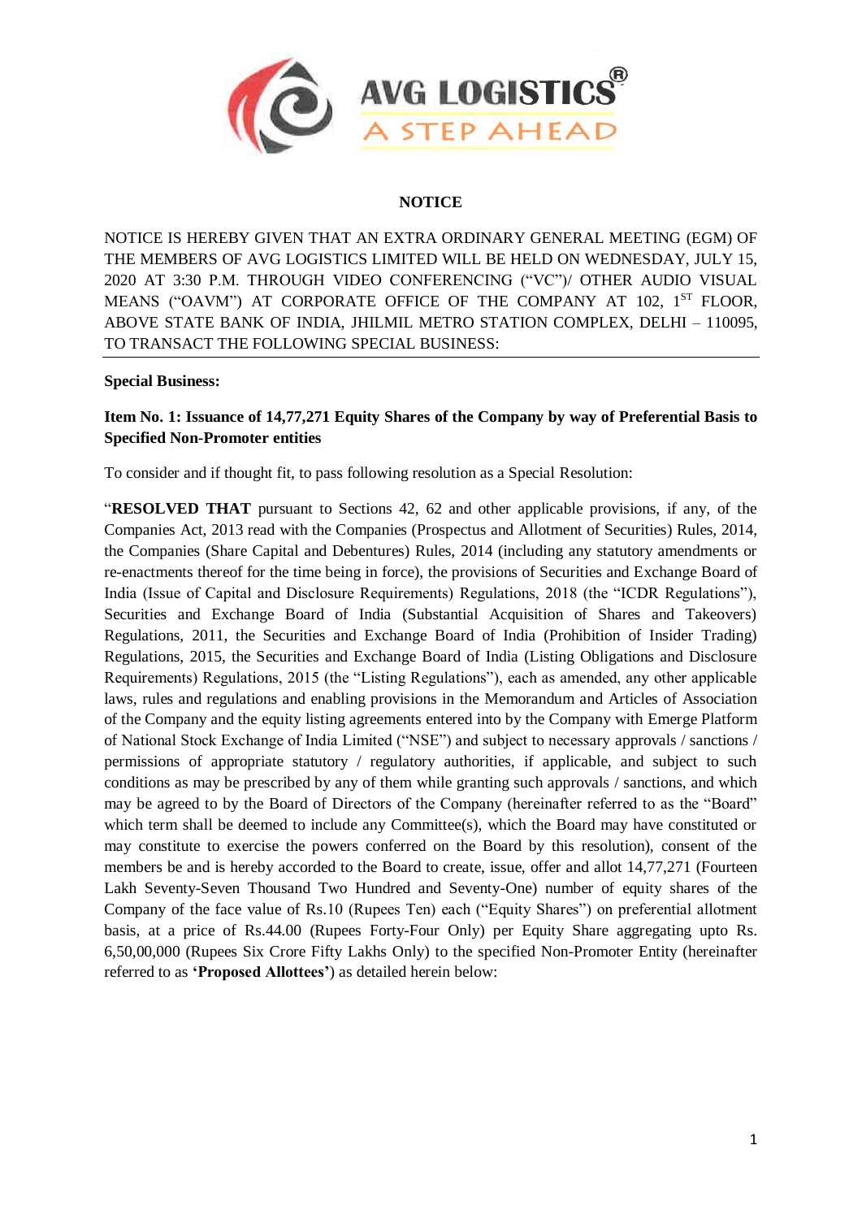AVG LOGISTICS®

A STEP AHEAD

# NOTICE

NOTICE IS HEREBY GIVEN THAT AN EXTRA ORDINARY GENERAL MEETING (EGM) OF THE MEMBERS OF AVG LOGISTICS LIMITED WILL BE HELD ON WEDNESDAY, JULY 15, 2020 AT 3:30 P.M. THROUGH VIDEO CONFERENCING ("VC")/ OTHER AUDIO VISUAL MEANS ("OAVM") AT CORPORATE OFFICE OF THE COMPANY AT 102, 1ST FLOOR, ABOVE STATE BANK OF INDIA, JHILMIL METRO STATION COMPLEX, DELHI – 110095, TO TRANSACT THE FOLLOWING SPECIAL BUSINESS:

**Special Business:**

**Item No. 1: Issuance of 14,77,271 Equity Shares of the Company by way of Preferential Basis to Specified Non-Promoter entities**

To consider and if thought fit, to pass following resolution as a Special Resolution:

"**RESOLVED THAT** pursuant to Sections 42, 62 and other applicable provisions, if any, of the Companies Act, 2013 read with the Companies (Prospectus and Allotment of Securities) Rules, 2014, the Companies (Share Capital and Debentures) Rules, 2014 (including any statutory amendments or re-enactments thereof for the time being in force), the provisions of Securities and Exchange Board of India (Issue of Capital and Disclosure Requirements) Regulations, 2018 (the "ICDR Regulations"), Securities and Exchange Board of India (Substantial Acquisition of Shares and Takeovers) Regulations, 2011, the Securities and Exchange Board of India (Prohibition of Insider Trading) Regulations, 2015, the Securities and Exchange Board of India (Listing Obligations and Disclosure Requirements) Regulations, 2015 (the "Listing Regulations"), each as amended, any other applicable laws, rules and regulations and enabling provisions in the Memorandum and Articles of Association of the Company and the equity listing agreements entered into by the Company with Emerge Platform of National Stock Exchange of India Limited ("NSE") and subject to necessary approvals / sanctions / permissions of appropriate statutory / regulatory authorities, if applicable, and subject to such conditions as may be prescribed by any of them while granting such approvals / sanctions, and which may be agreed to by the Board of Directors of the Company (hereinafter referred to as the "Board" which term shall be deemed to include any Committee(s), which the Board may have constituted or may constitute to exercise the powers conferred on the Board by this resolution), consent of the members be and is hereby accorded to the Board to create, issue, offer and allot 14,77,271 (Fourteen Lakh Seventy-Seven Thousand Two Hundred and Seventy-One) number of equity shares of the Company of the face value of Rs.10 (Rupees Ten) each ("Equity Shares") on preferential allotment basis, at a price of Rs.44.00 (Rupees Forty-Four Only) per Equity Share aggregating upto Rs. 6,50,00,000 (Rupees Six Crore Fifty Lakhs Only) to the specified Non-Promoter Entity (hereinafter referred to as **'Proposed Allottees'**) as detailed herein below: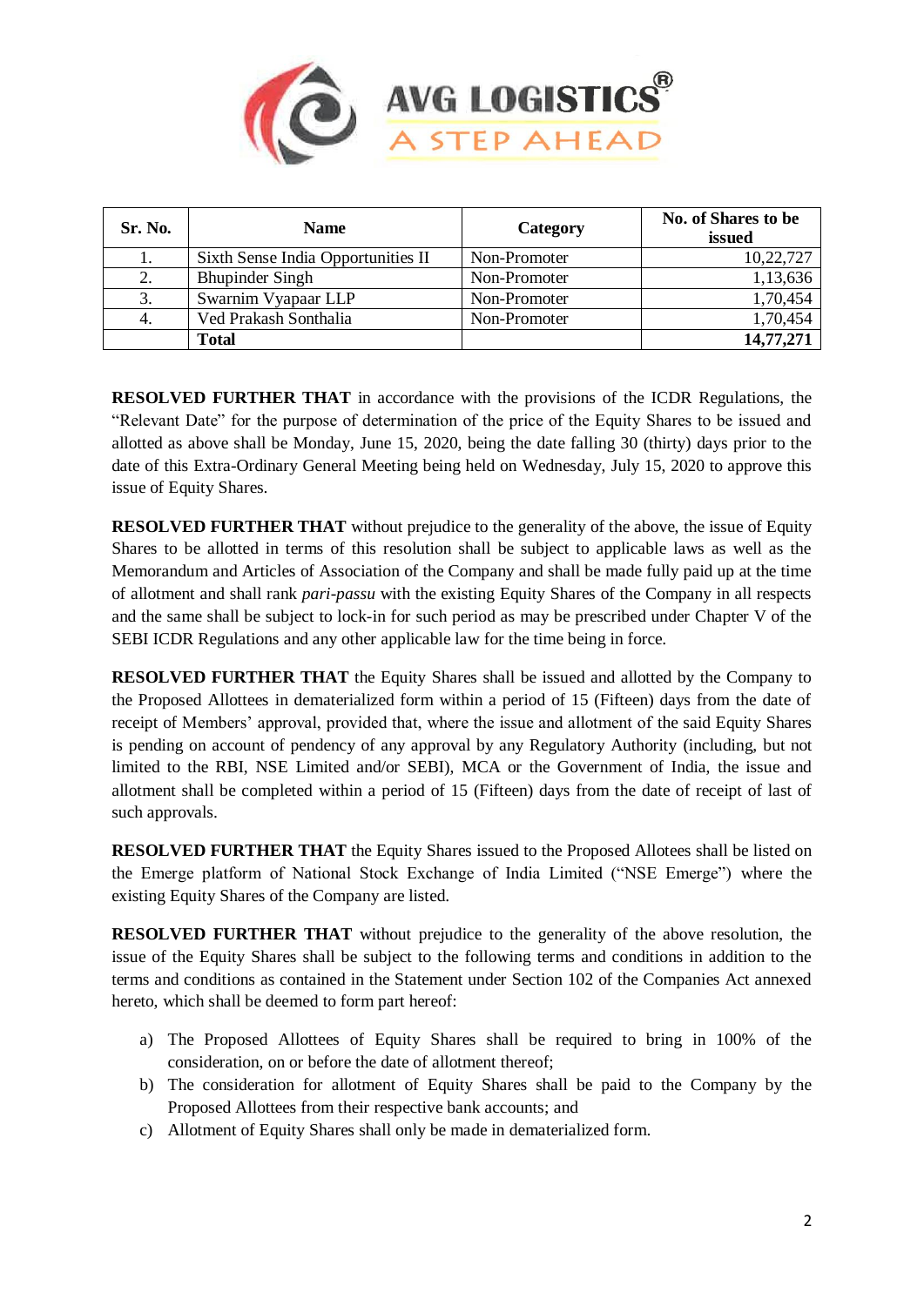| Sr. No. | Name | Category | No. of Shares to be issued |
|---|---|---|---|
| 1. | Sixth Sense India Opportunities II | Non-Promoter | 10,22,727 |
| 2. | Bhupinder Singh | Non-Promoter | 1,13,636 |
| 3. | Swarnim Vyapaar LLP | Non-Promoter | 1,70,454 |
| 4. | Ved Prakash Sonthalia | Non-Promoter | 1,70,454 |
| | **Total** | | **14,77,271** |

**RESOLVED FURTHER THAT** in accordance with the provisions of the ICDR Regulations, the "Relevant Date" for the purpose of determination of the price of the Equity Shares to be issued and allotted as above shall be Monday, June 15, 2020, being the date falling 30 (thirty) days prior to the date of this Extra-Ordinary General Meeting being held on Wednesday, July 15, 2020 to approve this issue of Equity Shares.

**RESOLVED FURTHER THAT** without prejudice to the generality of the above, the issue of Equity Shares to be allotted in terms of this resolution shall be subject to applicable laws as well as the Memorandum and Articles of Association of the Company and shall be made fully paid up at the time of allotment and shall rank *pari-passu* with the existing Equity Shares of the Company in all respects and the same shall be subject to lock-in for such period as may be prescribed under Chapter V of the SEBI ICDR Regulations and any other applicable law for the time being in force.

**RESOLVED FURTHER THAT** the Equity Shares shall be issued and allotted by the Company to the Proposed Allottees in dematerialized form within a period of 15 (Fifteen) days from the date of receipt of Members' approval, provided that, where the issue and allotment of the said Equity Shares is pending on account of pendency of any approval by any Regulatory Authority (including, but not limited to the RBI, NSE Limited and/or SEBI), MCA or the Government of India, the issue and allotment shall be completed within a period of 15 (Fifteen) days from the date of receipt of last of such approvals.

**RESOLVED FURTHER THAT** the Equity Shares issued to the Proposed Allotees shall be listed on the Emerge platform of National Stock Exchange of India Limited ("NSE Emerge") where the existing Equity Shares of the Company are listed.

**RESOLVED FURTHER THAT** without prejudice to the generality of the above resolution, the issue of the Equity Shares shall be subject to the following terms and conditions in addition to the terms and conditions as contained in the Statement under Section 102 of the Companies Act annexed hereto, which shall be deemed to form part hereof:

a) The Proposed Allottees of Equity Shares shall be required to bring in 100% of the consideration, on or before the date of allotment thereof;
b) The consideration for allotment of Equity Shares shall be paid to the Company by the Proposed Allottees from their respective bank accounts; and
c) Allotment of Equity Shares shall only be made in dematerialized form.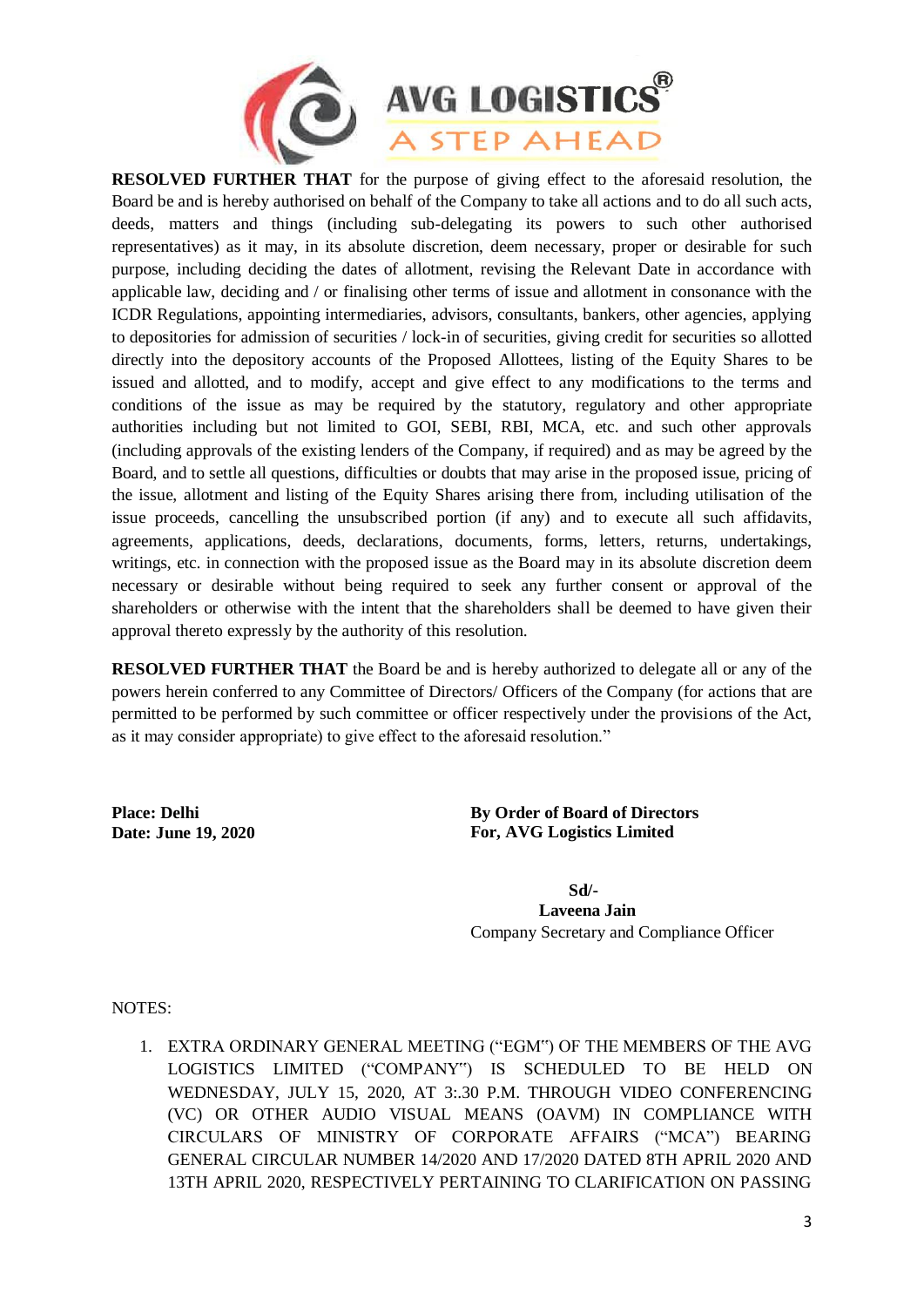**RESOLVED FURTHER THAT** for the purpose of giving effect to the aforesaid resolution, the Board be and is hereby authorised on behalf of the Company to take all actions and to do all such acts, deeds, matters and things (including sub-delegating its powers to such other authorised representatives) as it may, in its absolute discretion, deem necessary, proper or desirable for such purpose, including deciding the dates of allotment, revising the Relevant Date in accordance with applicable law, deciding and / or finalising other terms of issue and allotment in consonance with the ICDR Regulations, appointing intermediaries, advisors, consultants, bankers, other agencies, applying to depositories for admission of securities / lock-in of securities, giving credit for securities so allotted directly into the depository accounts of the Proposed Allottees, listing of the Equity Shares to be issued and allotted, and to modify, accept and give effect to any modifications to the terms and conditions of the issue as may be required by the statutory, regulatory and other appropriate authorities including but not limited to GOI, SEBI, RBI, MCA, etc. and such other approvals (including approvals of the existing lenders of the Company, if required) and as may be agreed by the Board, and to settle all questions, difficulties or doubts that may arise in the proposed issue, pricing of the issue, allotment and listing of the Equity Shares arising there from, including utilisation of the issue proceeds, cancelling the unsubscribed portion (if any) and to execute all such affidavits, agreements, applications, deeds, declarations, documents, forms, letters, returns, undertakings, writings, etc. in connection with the proposed issue as the Board may in its absolute discretion deem necessary or desirable without being required to seek any further consent or approval of the shareholders or otherwise with the intent that the shareholders shall be deemed to have given their approval thereto expressly by the authority of this resolution.

**RESOLVED FURTHER THAT** the Board be and is hereby authorized to delegate all or any of the powers herein conferred to any Committee of Directors/ Officers of the Company (for actions that are permitted to be performed by such committee or officer respectively under the provisions of the Act, as it may consider appropriate) to give effect to the aforesaid resolution."

**Place: Delhi**
**Date: June 19, 2020**

**By Order of Board of Directors**
**For, AVG Logistics Limited**

**Sd/-**
**Laveena Jain**
Company Secretary and Compliance Officer

NOTES:

1. EXTRA ORDINARY GENERAL MEETING ("EGM") OF THE MEMBERS OF THE AVG LOGISTICS LIMITED ("COMPANY") IS SCHEDULED TO BE HELD ON WEDNESDAY, JULY 15, 2020, AT 3:.30 P.M. THROUGH VIDEO CONFERENCING (VC) OR OTHER AUDIO VISUAL MEANS (OAVM) IN COMPLIANCE WITH CIRCULARS OF MINISTRY OF CORPORATE AFFAIRS ("MCA") BEARING GENERAL CIRCULAR NUMBER 14/2020 AND 17/2020 DATED 8TH APRIL 2020 AND 13TH APRIL 2020, RESPECTIVELY PERTAINING TO CLARIFICATION ON PASSING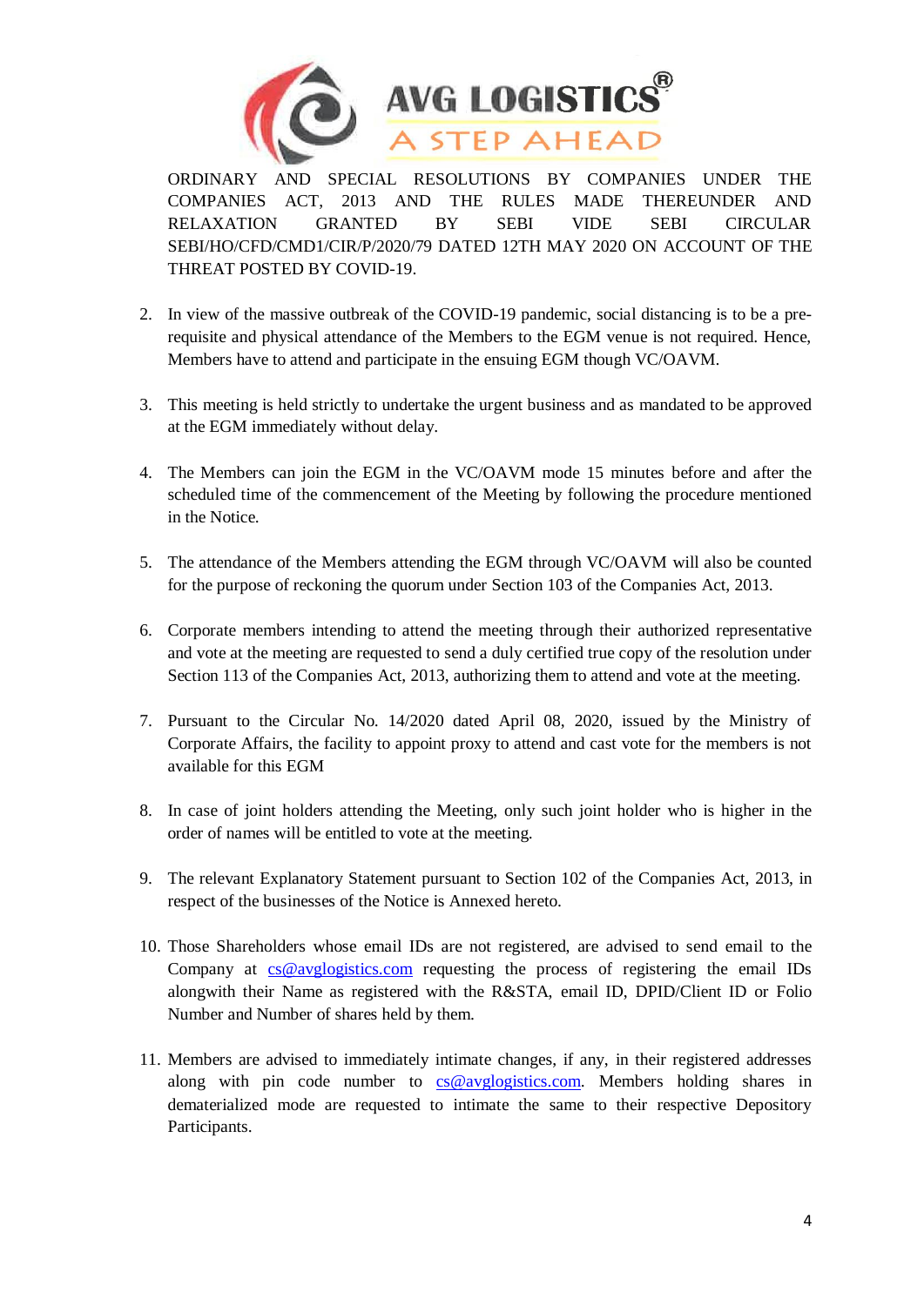ORDINARY AND SPECIAL RESOLUTIONS BY COMPANIES UNDER THE COMPANIES ACT, 2013 AND THE RULES MADE THEREUNDER AND RELAXATION GRANTED BY SEBI VIDE SEBI CIRCULAR SEBI/HO/CFD/CMD1/CIR/P/2020/79 DATED 12TH MAY 2020 ON ACCOUNT OF THE THREAT POSTED BY COVID-19.

2. In view of the massive outbreak of the COVID-19 pandemic, social distancing is to be a pre-requisite and physical attendance of the Members to the EGM venue is not required. Hence, Members have to attend and participate in the ensuing EGM though VC/OAVM.

3. This meeting is held strictly to undertake the urgent business and as mandated to be approved at the EGM immediately without delay.

4. The Members can join the EGM in the VC/OAVM mode 15 minutes before and after the scheduled time of the commencement of the Meeting by following the procedure mentioned in the Notice.

5. The attendance of the Members attending the EGM through VC/OAVM will also be counted for the purpose of reckoning the quorum under Section 103 of the Companies Act, 2013.

6. Corporate members intending to attend the meeting through their authorized representative and vote at the meeting are requested to send a duly certified true copy of the resolution under Section 113 of the Companies Act, 2013, authorizing them to attend and vote at the meeting.

7. Pursuant to the Circular No. 14/2020 dated April 08, 2020, issued by the Ministry of Corporate Affairs, the facility to appoint proxy to attend and cast vote for the members is not available for this EGM

8. In case of joint holders attending the Meeting, only such joint holder who is higher in the order of names will be entitled to vote at the meeting.

9. The relevant Explanatory Statement pursuant to Section 102 of the Companies Act, 2013, in respect of the businesses of the Notice is Annexed hereto.

10. Those Shareholders whose email IDs are not registered, are advised to send email to the Company at cs@avglogistics.com requesting the process of registering the email IDs alongwith their Name as registered with the R&STA, email ID, DPID/Client ID or Folio Number and Number of shares held by them.

11. Members are advised to immediately intimate changes, if any, in their registered addresses along with pin code number to cs@avglogistics.com. Members holding shares in dematerialized mode are requested to intimate the same to their respective Depository Participants.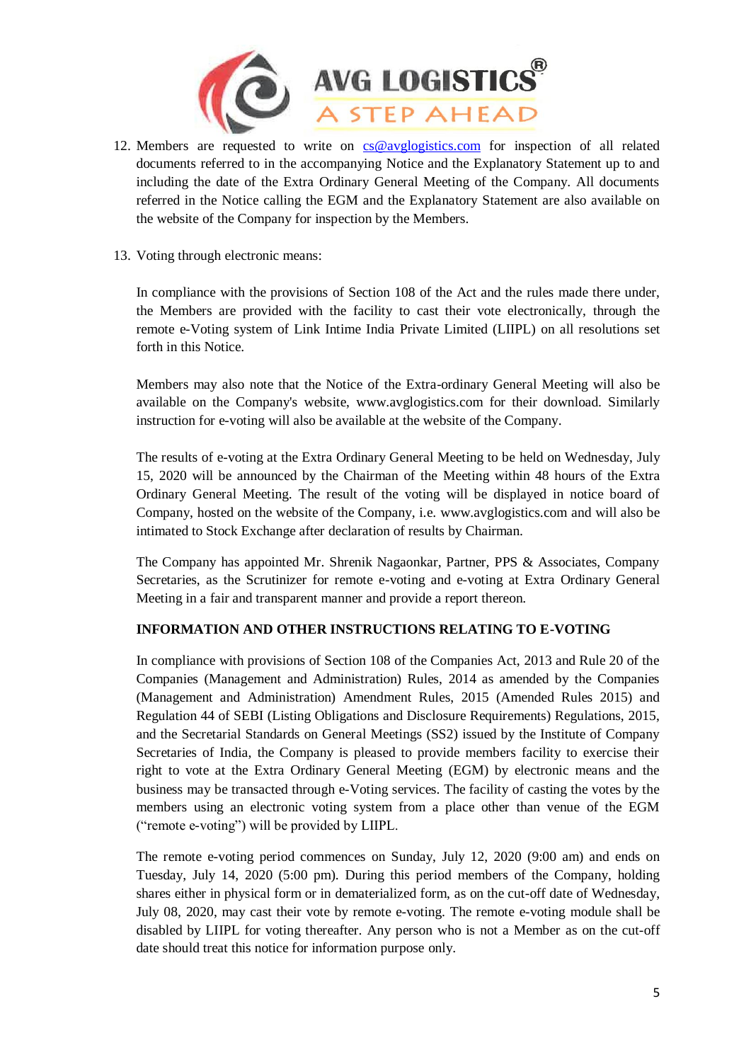12. Members are requested to write on cs@avglogistics.com for inspection of all related documents referred to in the accompanying Notice and the Explanatory Statement up to and including the date of the Extra Ordinary General Meeting of the Company. All documents referred in the Notice calling the EGM and the Explanatory Statement are also available on the website of the Company for inspection by the Members.

13. Voting through electronic means:

    In compliance with the provisions of Section 108 of the Act and the rules made there under, the Members are provided with the facility to cast their vote electronically, through the remote e-Voting system of Link Intime India Private Limited (LIIPL) on all resolutions set forth in this Notice.

    Members may also note that the Notice of the Extra-ordinary General Meeting will also be available on the Company's website, www.avglogistics.com for their download. Similarly instruction for e-voting will also be available at the website of the Company.

    The results of e-voting at the Extra Ordinary General Meeting to be held on Wednesday, July 15, 2020 will be announced by the Chairman of the Meeting within 48 hours of the Extra Ordinary General Meeting. The result of the voting will be displayed in notice board of Company, hosted on the website of the Company, i.e. www.avglogistics.com and will also be intimated to Stock Exchange after declaration of results by Chairman.

    The Company has appointed Mr. Shrenik Nagaonkar, Partner, PPS & Associates, Company Secretaries, as the Scrutinizer for remote e-voting and e-voting at Extra Ordinary General Meeting in a fair and transparent manner and provide a report thereon.

    **INFORMATION AND OTHER INSTRUCTIONS RELATING TO E-VOTING**

    In compliance with provisions of Section 108 of the Companies Act, 2013 and Rule 20 of the Companies (Management and Administration) Rules, 2014 as amended by the Companies (Management and Administration) Amendment Rules, 2015 (Amended Rules 2015) and Regulation 44 of SEBI (Listing Obligations and Disclosure Requirements) Regulations, 2015, and the Secretarial Standards on General Meetings (SS2) issued by the Institute of Company Secretaries of India, the Company is pleased to provide members facility to exercise their right to vote at the Extra Ordinary General Meeting (EGM) by electronic means and the business may be transacted through e-Voting services. The facility of casting the votes by the members using an electronic voting system from a place other than venue of the EGM ("remote e-voting") will be provided by LIIPL.

    The remote e-voting period commences on Sunday, July 12, 2020 (9:00 am) and ends on Tuesday, July 14, 2020 (5:00 pm). During this period members of the Company, holding shares either in physical form or in dematerialized form, as on the cut-off date of Wednesday, July 08, 2020, may cast their vote by remote e-voting. The remote e-voting module shall be disabled by LIIPL for voting thereafter. Any person who is not a Member as on the cut-off date should treat this notice for information purpose only.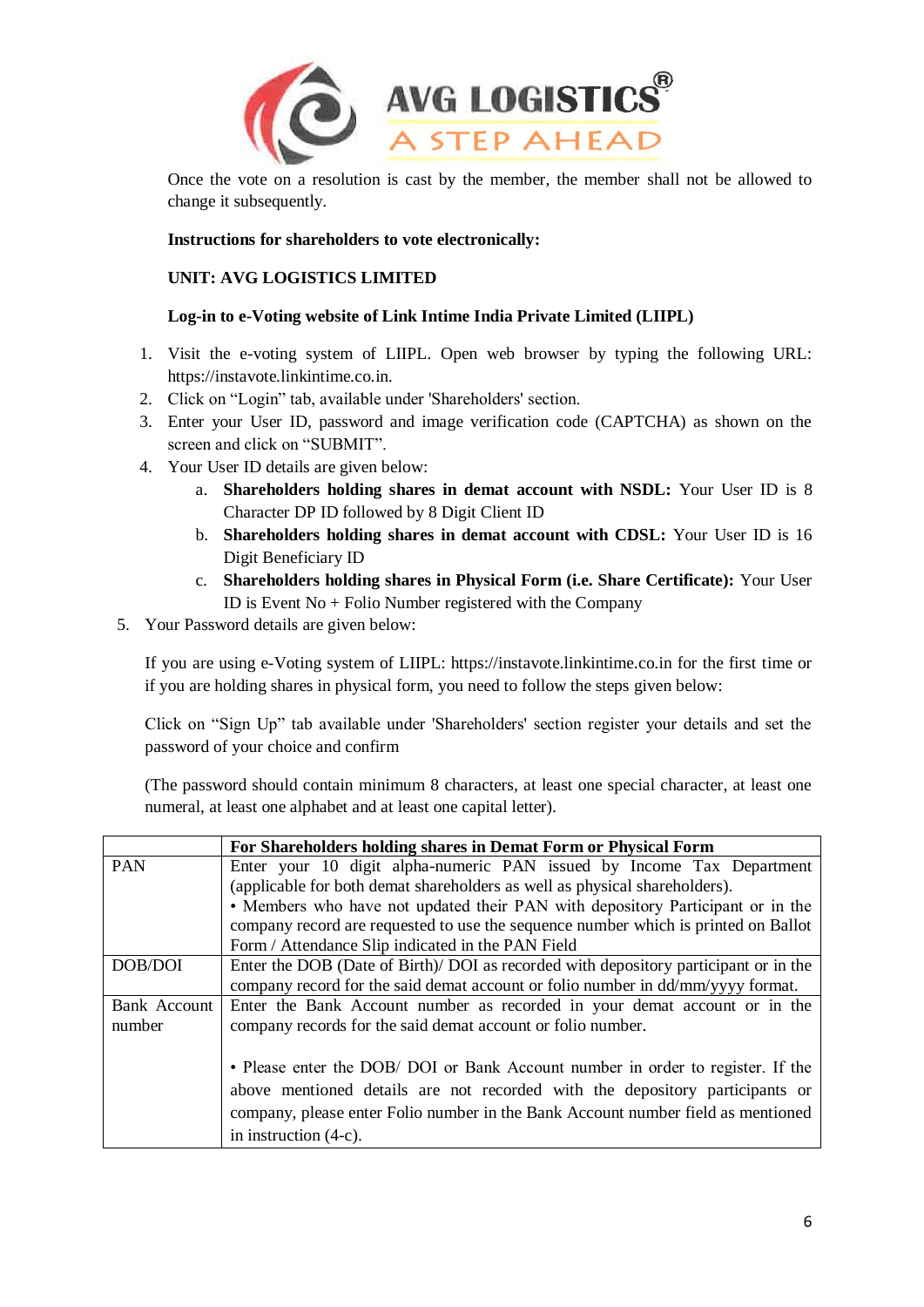Once the vote on a resolution is cast by the member, the member shall not be allowed to change it subsequently.

**Instructions for shareholders to vote electronically:**

**UNIT: AVG LOGISTICS LIMITED**

**Log-in to e-Voting website of Link Intime India Private Limited (LIIPL)**

1. Visit the e-voting system of LIIPL. Open web browser by typing the following URL: https://instavote.linkintime.co.in.
2. Click on "Login" tab, available under 'Shareholders' section.
3. Enter your User ID, password and image verification code (CAPTCHA) as shown on the screen and click on "SUBMIT".
4. Your User ID details are given below:
   a. **Shareholders holding shares in demat account with NSDL:** Your User ID is 8 Character DP ID followed by 8 Digit Client ID
   b. **Shareholders holding shares in demat account with CDSL:** Your User ID is 16 Digit Beneficiary ID
   c. **Shareholders holding shares in Physical Form (i.e. Share Certificate):** Your User ID is Event No + Folio Number registered with the Company
5. Your Password details are given below:

   If you are using e-Voting system of LIIPL: https://instavote.linkintime.co.in for the first time or if you are holding shares in physical form, you need to follow the steps given below:

   Click on "Sign Up" tab available under 'Shareholders' section register your details and set the password of your choice and confirm

   (The password should contain minimum 8 characters, at least one special character, at least one numeral, at least one alphabet and at least one capital letter).

| | **For Shareholders holding shares in Demat Form or Physical Form** |
|---|---|
| PAN | Enter your 10 digit alpha-numeric PAN issued by Income Tax Department (applicable for both demat shareholders as well as physical shareholders).<br>• Members who have not updated their PAN with depository Participant or in the company record are requested to use the sequence number which is printed on Ballot Form / Attendance Slip indicated in the PAN Field |
| DOB/DOI | Enter the DOB (Date of Birth)/ DOI as recorded with depository participant or in the company record for the said demat account or folio number in dd/mm/yyyy format. |
| Bank Account number | Enter the Bank Account number as recorded in your demat account or in the company records for the said demat account or folio number.<br><br>• Please enter the DOB/ DOI or Bank Account number in order to register. If the above mentioned details are not recorded with the depository participants or company, please enter Folio number in the Bank Account number field as mentioned in instruction (4-c). |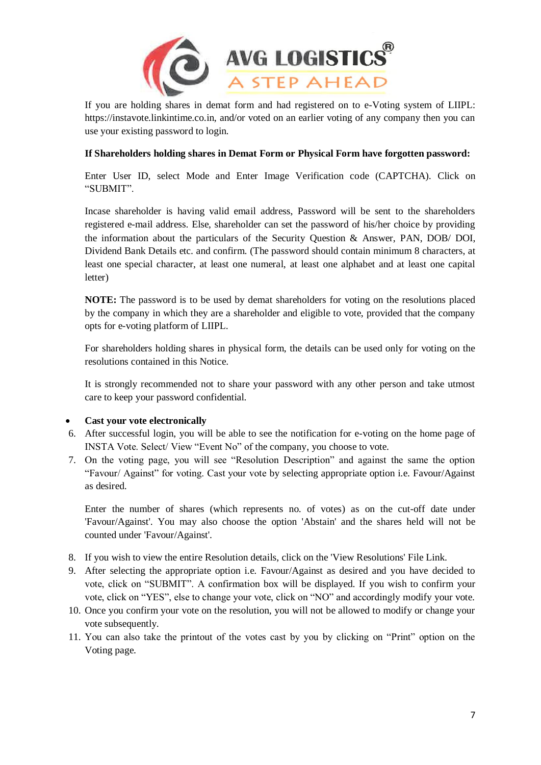If you are holding shares in demat form and had registered on to e-Voting system of LIIPL: https://instavote.linkintime.co.in, and/or voted on an earlier voting of any company then you can use your existing password to login.

**If Shareholders holding shares in Demat Form or Physical Form have forgotten password:**

Enter User ID, select Mode and Enter Image Verification code (CAPTCHA). Click on "SUBMIT".

Incase shareholder is having valid email address, Password will be sent to the shareholders registered e-mail address. Else, shareholder can set the password of his/her choice by providing the information about the particulars of the Security Question & Answer, PAN, DOB/ DOI, Dividend Bank Details etc. and confirm. (The password should contain minimum 8 characters, at least one special character, at least one numeral, at least one alphabet and at least one capital letter)

**NOTE:** The password is to be used by demat shareholders for voting on the resolutions placed by the company in which they are a shareholder and eligible to vote, provided that the company opts for e-voting platform of LIIPL.

For shareholders holding shares in physical form, the details can be used only for voting on the resolutions contained in this Notice.

It is strongly recommended not to share your password with any other person and take utmost care to keep your password confidential.

- **Cast your vote electronically**

6. After successful login, you will be able to see the notification for e-voting on the home page of INSTA Vote. Select/ View "Event No" of the company, you choose to vote.
7. On the voting page, you will see "Resolution Description" and against the same the option "Favour/ Against" for voting. Cast your vote by selecting appropriate option i.e. Favour/Against as desired.

   Enter the number of shares (which represents no. of votes) as on the cut-off date under 'Favour/Against'. You may also choose the option 'Abstain' and the shares held will not be counted under 'Favour/Against'.

8. If you wish to view the entire Resolution details, click on the 'View Resolutions' File Link.
9. After selecting the appropriate option i.e. Favour/Against as desired and you have decided to vote, click on "SUBMIT". A confirmation box will be displayed. If you wish to confirm your vote, click on "YES", else to change your vote, click on "NO" and accordingly modify your vote.
10. Once you confirm your vote on the resolution, you will not be allowed to modify or change your vote subsequently.
11. You can also take the printout of the votes cast by you by clicking on "Print" option on the Voting page.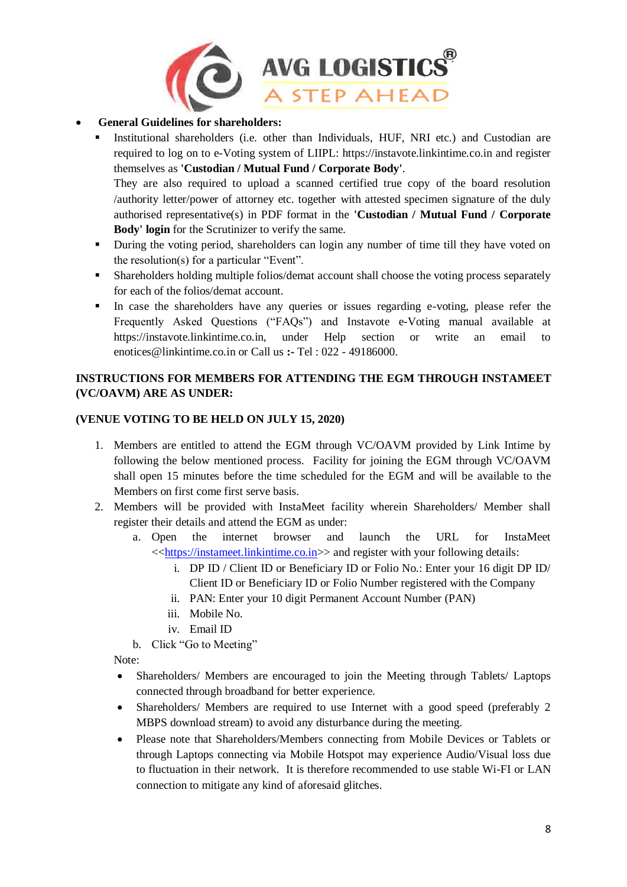- **General Guidelines for shareholders:**
  - Institutional shareholders (i.e. other than Individuals, HUF, NRI etc.) and Custodian are required to log on to e-Voting system of LIIPL: https://instavote.linkintime.co.in and register themselves as **'Custodian / Mutual Fund / Corporate Body'**.
    They are also required to upload a scanned certified true copy of the board resolution /authority letter/power of attorney etc. together with attested specimen signature of the duly authorised representative(s) in PDF format in the **'Custodian / Mutual Fund / Corporate Body' login** for the Scrutinizer to verify the same.
  - During the voting period, shareholders can login any number of time till they have voted on the resolution(s) for a particular "Event".
  - Shareholders holding multiple folios/demat account shall choose the voting process separately for each of the folios/demat account.
  - In case the shareholders have any queries or issues regarding e-voting, please refer the Frequently Asked Questions ("FAQs") and Instavote e-Voting manual available at https://instavote.linkintime.co.in, under Help section or write an email to enotices@linkintime.co.in or Call us **:-** Tel : 022 - 49186000.

**INSTRUCTIONS FOR MEMBERS FOR ATTENDING THE EGM THROUGH INSTAMEET (VC/OAVM) ARE AS UNDER:**

**(VENUE VOTING TO BE HELD ON JULY 15, 2020)**

1. Members are entitled to attend the EGM through VC/OAVM provided by Link Intime by following the below mentioned process. Facility for joining the EGM through VC/OAVM shall open 15 minutes before the time scheduled for the EGM and will be available to the Members on first come first serve basis.
2. Members will be provided with InstaMeet facility wherein Shareholders/ Member shall register their details and attend the EGM as under:
   a. Open the internet browser and launch the URL for InstaMeet <<https://instameet.linkintime.co.in>> and register with your following details:
      i. DP ID / Client ID or Beneficiary ID or Folio No.: Enter your 16 digit DP ID/ Client ID or Beneficiary ID or Folio Number registered with the Company
      ii. PAN: Enter your 10 digit Permanent Account Number (PAN)
      iii. Mobile No.
      iv. Email ID
   b. Click "Go to Meeting"

   Note:
   - Shareholders/ Members are encouraged to join the Meeting through Tablets/ Laptops connected through broadband for better experience.
   - Shareholders/ Members are required to use Internet with a good speed (preferably 2 MBPS download stream) to avoid any disturbance during the meeting.
   - Please note that Shareholders/Members connecting from Mobile Devices or Tablets or through Laptops connecting via Mobile Hotspot may experience Audio/Visual loss due to fluctuation in their network. It is therefore recommended to use stable Wi-FI or LAN connection to mitigate any kind of aforesaid glitches.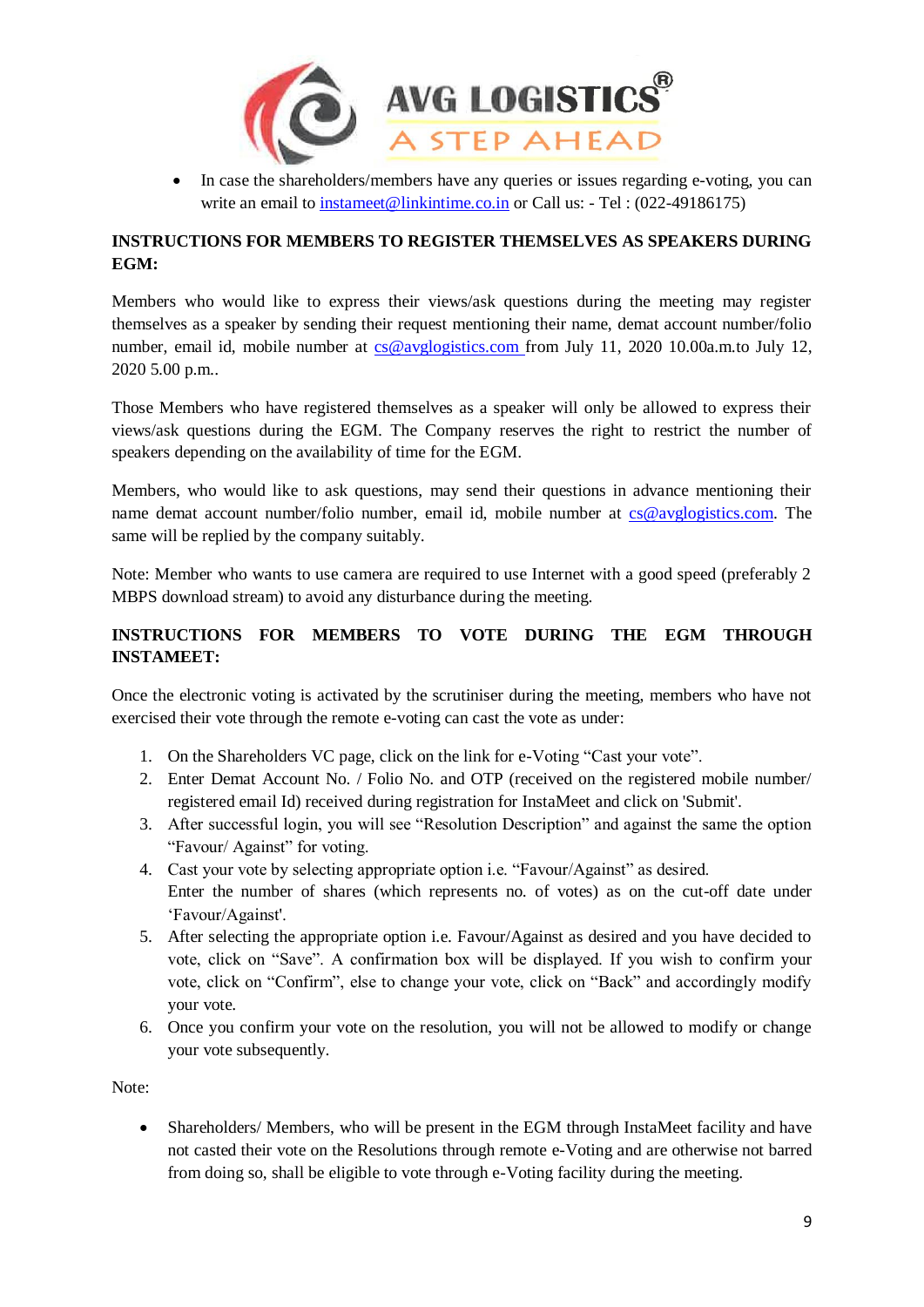- In case the shareholders/members have any queries or issues regarding e-voting, you can write an email to instameet@linkintime.co.in or Call us: - Tel : (022-49186175)

**INSTRUCTIONS FOR MEMBERS TO REGISTER THEMSELVES AS SPEAKERS DURING EGM:**

Members who would like to express their views/ask questions during the meeting may register themselves as a speaker by sending their request mentioning their name, demat account number/folio number, email id, mobile number at cs@avglogistics.com from July 11, 2020 10.00a.m.to July 12, 2020 5.00 p.m..

Those Members who have registered themselves as a speaker will only be allowed to express their views/ask questions during the EGM. The Company reserves the right to restrict the number of speakers depending on the availability of time for the EGM.

Members, who would like to ask questions, may send their questions in advance mentioning their name demat account number/folio number, email id, mobile number at cs@avglogistics.com. The same will be replied by the company suitably.

Note: Member who wants to use camera are required to use Internet with a good speed (preferably 2 MBPS download stream) to avoid any disturbance during the meeting.

**INSTRUCTIONS FOR MEMBERS TO VOTE DURING THE EGM THROUGH INSTAMEET:**

Once the electronic voting is activated by the scrutiniser during the meeting, members who have not exercised their vote through the remote e-voting can cast the vote as under:

1. On the Shareholders VC page, click on the link for e-Voting "Cast your vote".
2. Enter Demat Account No. / Folio No. and OTP (received on the registered mobile number/ registered email Id) received during registration for InstaMeet and click on 'Submit'.
3. After successful login, you will see "Resolution Description" and against the same the option "Favour/ Against" for voting.
4. Cast your vote by selecting appropriate option i.e. "Favour/Against" as desired. Enter the number of shares (which represents no. of votes) as on the cut-off date under 'Favour/Against'.
5. After selecting the appropriate option i.e. Favour/Against as desired and you have decided to vote, click on "Save". A confirmation box will be displayed. If you wish to confirm your vote, click on "Confirm", else to change your vote, click on "Back" and accordingly modify your vote.
6. Once you confirm your vote on the resolution, you will not be allowed to modify or change your vote subsequently.

Note:

- Shareholders/ Members, who will be present in the EGM through InstaMeet facility and have not casted their vote on the Resolutions through remote e-Voting and are otherwise not barred from doing so, shall be eligible to vote through e-Voting facility during the meeting.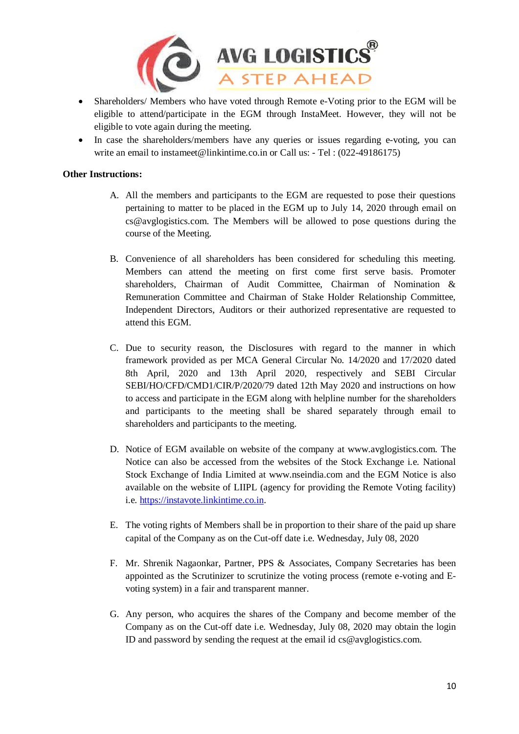- Shareholders/ Members who have voted through Remote e-Voting prior to the EGM will be eligible to attend/participate in the EGM through InstaMeet. However, they will not be eligible to vote again during the meeting.
- In case the shareholders/members have any queries or issues regarding e-voting, you can write an email to instameet@linkintime.co.in or Call us: - Tel : (022-49186175)

**Other Instructions:**

A. All the members and participants to the EGM are requested to pose their questions pertaining to matter to be placed in the EGM up to July 14, 2020 through email on cs@avglogistics.com. The Members will be allowed to pose questions during the course of the Meeting.

B. Convenience of all shareholders has been considered for scheduling this meeting. Members can attend the meeting on first come first serve basis. Promoter shareholders, Chairman of Audit Committee, Chairman of Nomination & Remuneration Committee and Chairman of Stake Holder Relationship Committee, Independent Directors, Auditors or their authorized representative are requested to attend this EGM.

C. Due to security reason, the Disclosures with regard to the manner in which framework provided as per MCA General Circular No. 14/2020 and 17/2020 dated 8th April, 2020 and 13th April 2020, respectively and SEBI Circular SEBI/HO/CFD/CMD1/CIR/P/2020/79 dated 12th May 2020 and instructions on how to access and participate in the EGM along with helpline number for the shareholders and participants to the meeting shall be shared separately through email to shareholders and participants to the meeting.

D. Notice of EGM available on website of the company at www.avglogistics.com. The Notice can also be accessed from the websites of the Stock Exchange i.e. National Stock Exchange of India Limited at www.nseindia.com and the EGM Notice is also available on the website of LIIPL (agency for providing the Remote Voting facility) i.e. https://instavote.linkintime.co.in.

E. The voting rights of Members shall be in proportion to their share of the paid up share capital of the Company as on the Cut-off date i.e. Wednesday, July 08, 2020

F. Mr. Shrenik Nagaonkar, Partner, PPS & Associates, Company Secretaries has been appointed as the Scrutinizer to scrutinize the voting process (remote e-voting and E-voting system) in a fair and transparent manner.

G. Any person, who acquires the shares of the Company and become member of the Company as on the Cut-off date i.e. Wednesday, July 08, 2020 may obtain the login ID and password by sending the request at the email id cs@avglogistics.com.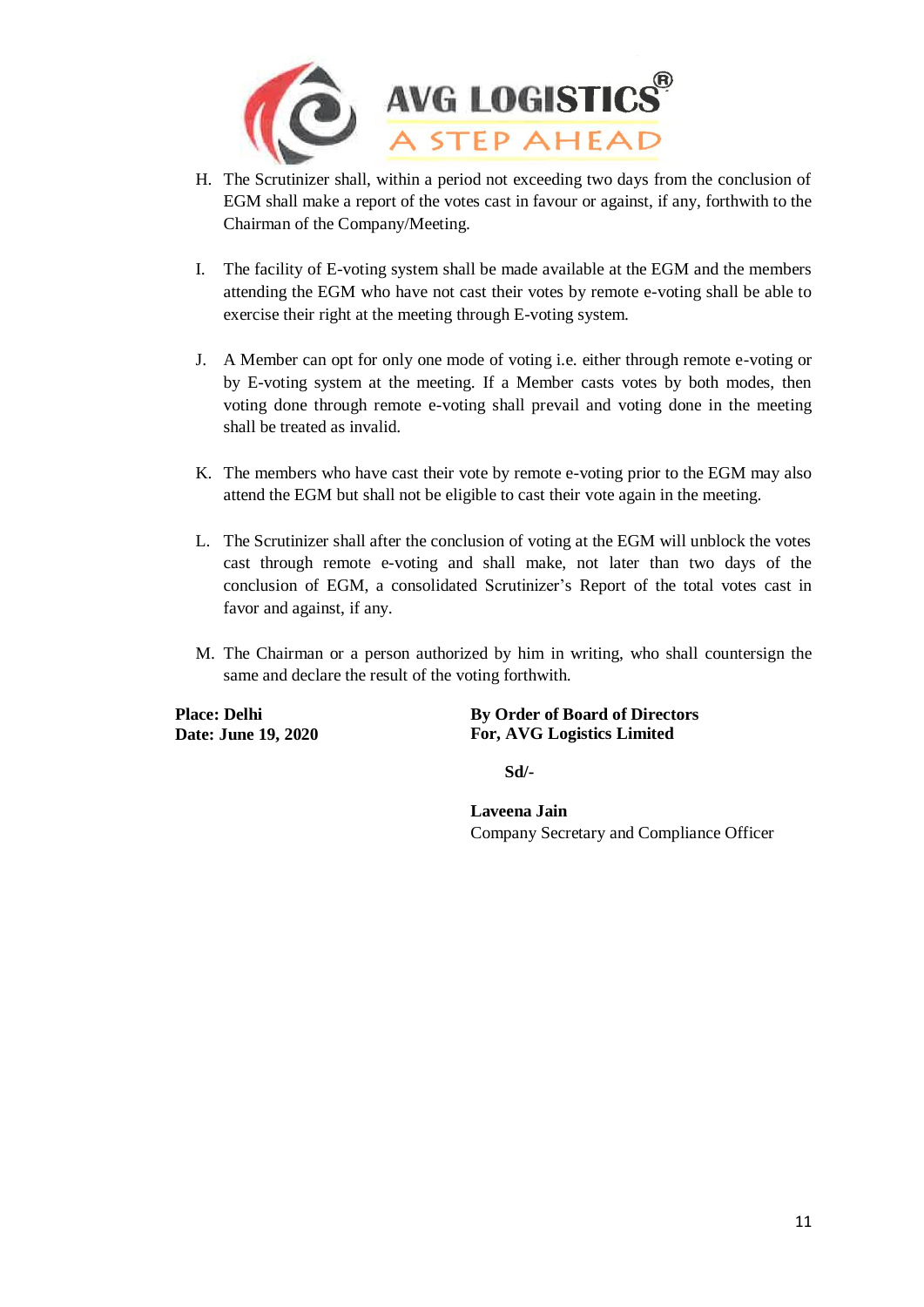H. The Scrutinizer shall, within a period not exceeding two days from the conclusion of EGM shall make a report of the votes cast in favour or against, if any, forthwith to the Chairman of the Company/Meeting.

I. The facility of E-voting system shall be made available at the EGM and the members attending the EGM who have not cast their votes by remote e-voting shall be able to exercise their right at the meeting through E-voting system.

J. A Member can opt for only one mode of voting i.e. either through remote e-voting or by E-voting system at the meeting. If a Member casts votes by both modes, then voting done through remote e-voting shall prevail and voting done in the meeting shall be treated as invalid.

K. The members who have cast their vote by remote e-voting prior to the EGM may also attend the EGM but shall not be eligible to cast their vote again in the meeting.

L. The Scrutinizer shall after the conclusion of voting at the EGM will unblock the votes cast through remote e-voting and shall make, not later than two days of the conclusion of EGM, a consolidated Scrutinizer's Report of the total votes cast in favor and against, if any.

M. The Chairman or a person authorized by him in writing, who shall countersign the same and declare the result of the voting forthwith.

**Place: Delhi**
**Date: June 19, 2020**

**By Order of Board of Directors**
**For, AVG Logistics Limited**

**Sd/-**

**Laveena Jain**
Company Secretary and Compliance Officer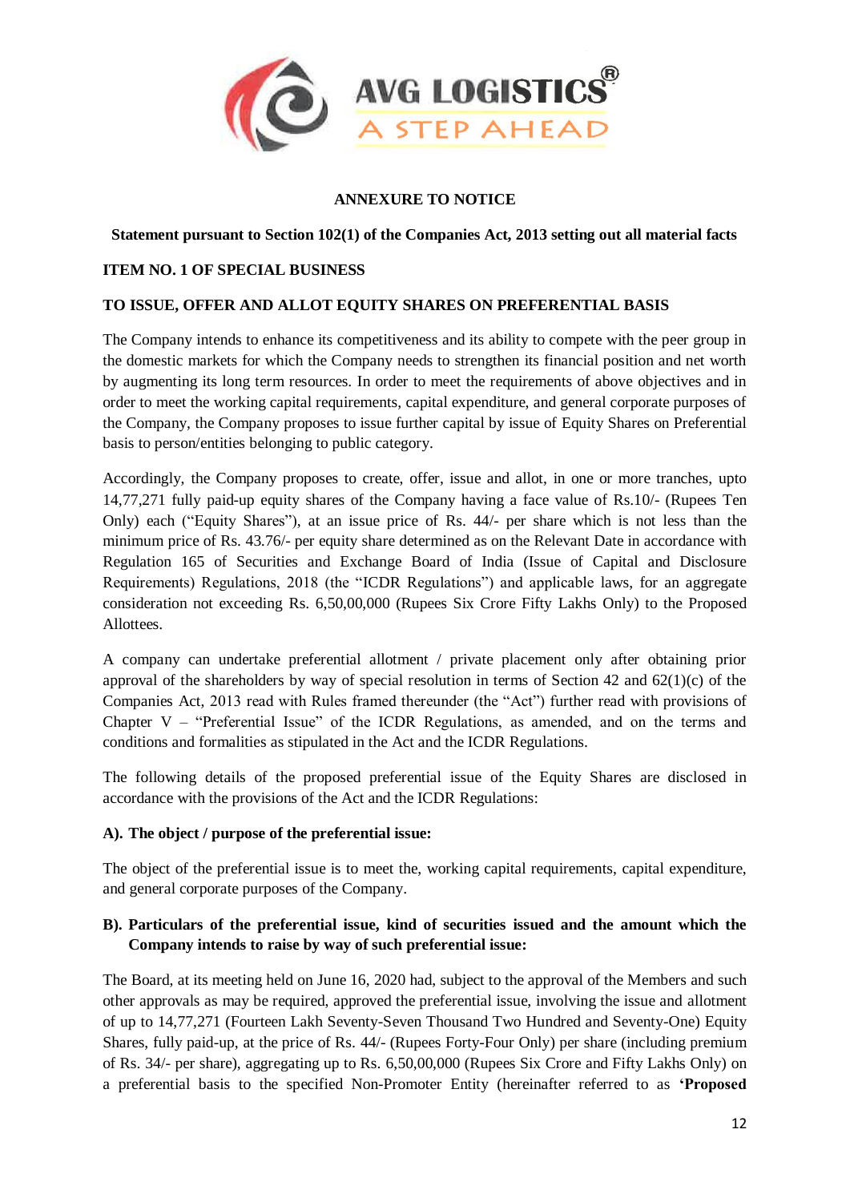## ANNEXURE TO NOTICE

**Statement pursuant to Section 102(1) of the Companies Act, 2013 setting out all material facts**

**ITEM NO. 1 OF SPECIAL BUSINESS**

**TO ISSUE, OFFER AND ALLOT EQUITY SHARES ON PREFERENTIAL BASIS**

The Company intends to enhance its competitiveness and its ability to compete with the peer group in the domestic markets for which the Company needs to strengthen its financial position and net worth by augmenting its long term resources. In order to meet the requirements of above objectives and in order to meet the working capital requirements, capital expenditure, and general corporate purposes of the Company, the Company proposes to issue further capital by issue of Equity Shares on Preferential basis to person/entities belonging to public category.

Accordingly, the Company proposes to create, offer, issue and allot, in one or more tranches, upto 14,77,271 fully paid-up equity shares of the Company having a face value of Rs.10/- (Rupees Ten Only) each ("Equity Shares"), at an issue price of Rs. 44/- per share which is not less than the minimum price of Rs. 43.76/- per equity share determined as on the Relevant Date in accordance with Regulation 165 of Securities and Exchange Board of India (Issue of Capital and Disclosure Requirements) Regulations, 2018 (the "ICDR Regulations") and applicable laws, for an aggregate consideration not exceeding Rs. 6,50,00,000 (Rupees Six Crore Fifty Lakhs Only) to the Proposed Allottees.

A company can undertake preferential allotment / private placement only after obtaining prior approval of the shareholders by way of special resolution in terms of Section 42 and 62(1)(c) of the Companies Act, 2013 read with Rules framed thereunder (the "Act") further read with provisions of Chapter V – "Preferential Issue" of the ICDR Regulations, as amended, and on the terms and conditions and formalities as stipulated in the Act and the ICDR Regulations.

The following details of the proposed preferential issue of the Equity Shares are disclosed in accordance with the provisions of the Act and the ICDR Regulations:

**A). The object / purpose of the preferential issue:**

The object of the preferential issue is to meet the, working capital requirements, capital expenditure, and general corporate purposes of the Company.

**B). Particulars of the preferential issue, kind of securities issued and the amount which the Company intends to raise by way of such preferential issue:**

The Board, at its meeting held on June 16, 2020 had, subject to the approval of the Members and such other approvals as may be required, approved the preferential issue, involving the issue and allotment of up to 14,77,271 (Fourteen Lakh Seventy-Seven Thousand Two Hundred and Seventy-One) Equity Shares, fully paid-up, at the price of Rs. 44/- (Rupees Forty-Four Only) per share (including premium of Rs. 34/- per share), aggregating up to Rs. 6,50,00,000 (Rupees Six Crore and Fifty Lakhs Only) on a preferential basis to the specified Non-Promoter Entity (hereinafter referred to as **'Proposed**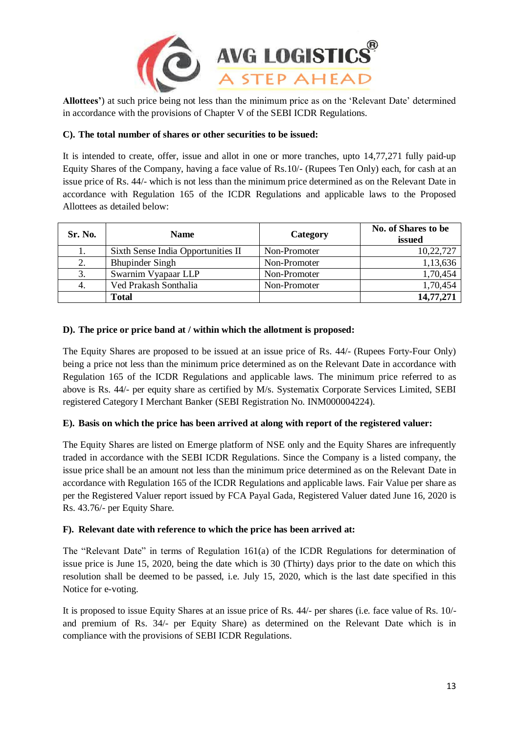**Allottees'**) at such price being not less than the minimum price as on the 'Relevant Date' determined in accordance with the provisions of Chapter V of the SEBI ICDR Regulations.

**C). The total number of shares or other securities to be issued:**

It is intended to create, offer, issue and allot in one or more tranches, upto 14,77,271 fully paid-up Equity Shares of the Company, having a face value of Rs.10/- (Rupees Ten Only) each, for cash at an issue price of Rs. 44/- which is not less than the minimum price determined as on the Relevant Date in accordance with Regulation 165 of the ICDR Regulations and applicable laws to the Proposed Allottees as detailed below:

| Sr. No. | Name | Category | No. of Shares to be issued |
|---|---|---|---|
| 1. | Sixth Sense India Opportunities II | Non-Promoter | 10,22,727 |
| 2. | Bhupinder Singh | Non-Promoter | 1,13,636 |
| 3. | Swarnim Vyapaar LLP | Non-Promoter | 1,70,454 |
| 4. | Ved Prakash Sonthalia | Non-Promoter | 1,70,454 |
| | **Total** | | **14,77,271** |

**D). The price or price band at / within which the allotment is proposed:**

The Equity Shares are proposed to be issued at an issue price of Rs. 44/- (Rupees Forty-Four Only) being a price not less than the minimum price determined as on the Relevant Date in accordance with Regulation 165 of the ICDR Regulations and applicable laws. The minimum price referred to as above is Rs. 44/- per equity share as certified by M/s. Systematix Corporate Services Limited, SEBI registered Category I Merchant Banker (SEBI Registration No. INM000004224).

**E). Basis on which the price has been arrived at along with report of the registered valuer:**

The Equity Shares are listed on Emerge platform of NSE only and the Equity Shares are infrequently traded in accordance with the SEBI ICDR Regulations. Since the Company is a listed company, the issue price shall be an amount not less than the minimum price determined as on the Relevant Date in accordance with Regulation 165 of the ICDR Regulations and applicable laws. Fair Value per share as per the Registered Valuer report issued by FCA Payal Gada, Registered Valuer dated June 16, 2020 is Rs. 43.76/- per Equity Share.

**F). Relevant date with reference to which the price has been arrived at:**

The "Relevant Date" in terms of Regulation 161(a) of the ICDR Regulations for determination of issue price is June 15, 2020, being the date which is 30 (Thirty) days prior to the date on which this resolution shall be deemed to be passed, i.e. July 15, 2020, which is the last date specified in this Notice for e-voting.

It is proposed to issue Equity Shares at an issue price of Rs. 44/- per shares (i.e. face value of Rs. 10/- and premium of Rs. 34/- per Equity Share) as determined on the Relevant Date which is in compliance with the provisions of SEBI ICDR Regulations.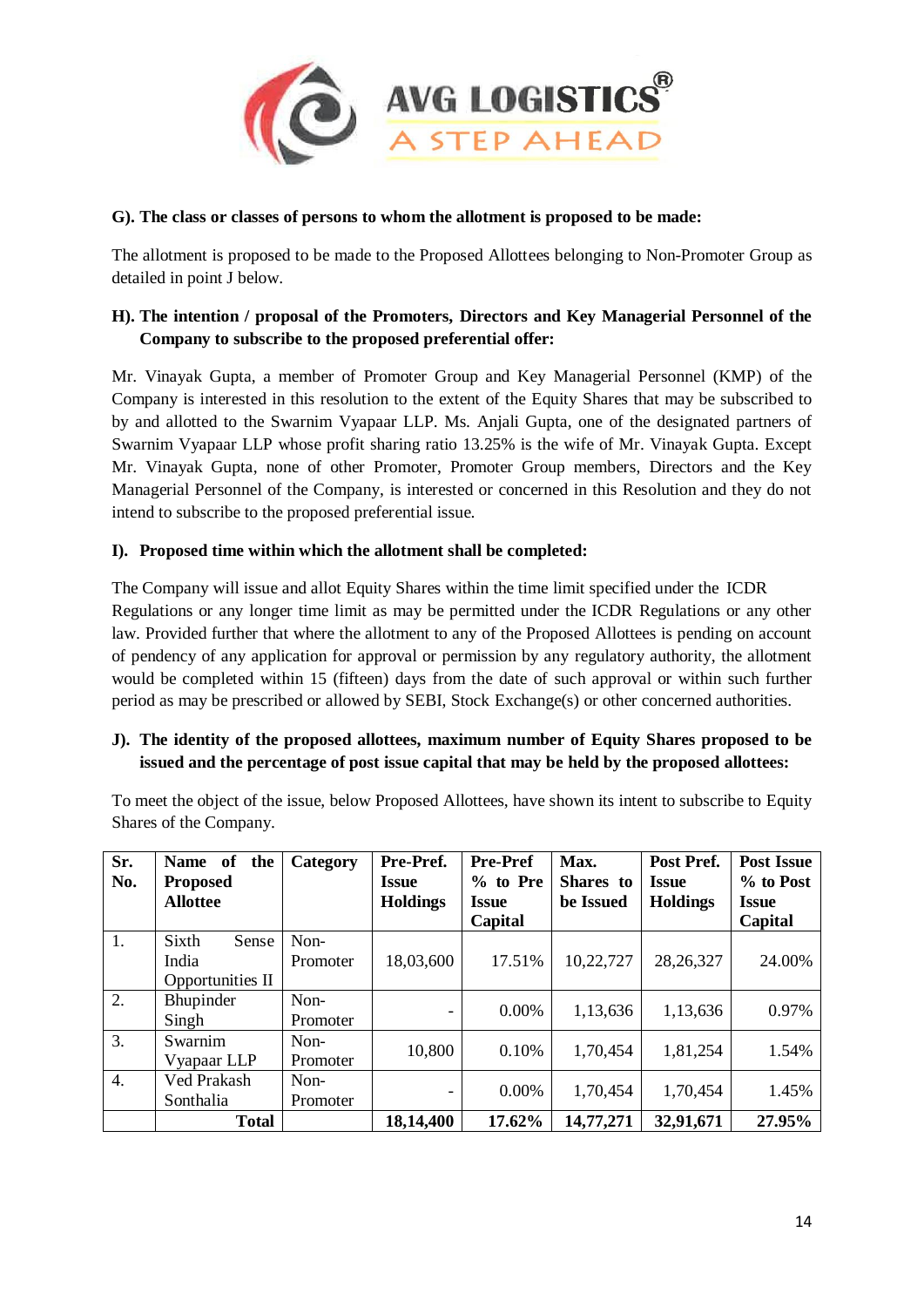**G). The class or classes of persons to whom the allotment is proposed to be made:**

The allotment is proposed to be made to the Proposed Allottees belonging to Non-Promoter Group as detailed in point J below.

**H). The intention / proposal of the Promoters, Directors and Key Managerial Personnel of the Company to subscribe to the proposed preferential offer:**

Mr. Vinayak Gupta, a member of Promoter Group and Key Managerial Personnel (KMP) of the Company is interested in this resolution to the extent of the Equity Shares that may be subscribed to by and allotted to the Swarnim Vyapaar LLP. Ms. Anjali Gupta, one of the designated partners of Swarnim Vyapaar LLP whose profit sharing ratio 13.25% is the wife of Mr. Vinayak Gupta. Except Mr. Vinayak Gupta, none of other Promoter, Promoter Group members, Directors and the Key Managerial Personnel of the Company, is interested or concerned in this Resolution and they do not intend to subscribe to the proposed preferential issue.

**I). Proposed time within which the allotment shall be completed:**

The Company will issue and allot Equity Shares within the time limit specified under the ICDR Regulations or any longer time limit as may be permitted under the ICDR Regulations or any other law. Provided further that where the allotment to any of the Proposed Allottees is pending on account of pendency of any application for approval or permission by any regulatory authority, the allotment would be completed within 15 (fifteen) days from the date of such approval or within such further period as may be prescribed or allowed by SEBI, Stock Exchange(s) or other concerned authorities.

**J). The identity of the proposed allottees, maximum number of Equity Shares proposed to be issued and the percentage of post issue capital that may be held by the proposed allottees:**

To meet the object of the issue, below Proposed Allottees, have shown its intent to subscribe to Equity Shares of the Company.

| Sr. No. | Name of the Proposed Allottee | Category | Pre-Pref. Issue Holdings | Pre-Pref % to Pre Issue Capital | Max. Shares to be Issued | Post Pref. Issue Holdings | Post Issue % to Post Issue Capital |
|---|---|---|---|---|---|---|---|
| 1. | Sixth Sense India Opportunities II | Non-Promoter | 18,03,600 | 17.51% | 10,22,727 | 28,26,327 | 24.00% |
| 2. | Bhupinder Singh | Non-Promoter | - | 0.00% | 1,13,636 | 1,13,636 | 0.97% |
| 3. | Swarnim Vyapaar LLP | Non-Promoter | 10,800 | 0.10% | 1,70,454 | 1,81,254 | 1.54% |
| 4. | Ved Prakash Sonthalia | Non-Promoter | - | 0.00% | 1,70,454 | 1,70,454 | 1.45% |
| | **Total** | | **18,14,400** | **17.62%** | **14,77,271** | **32,91,671** | **27.95%** |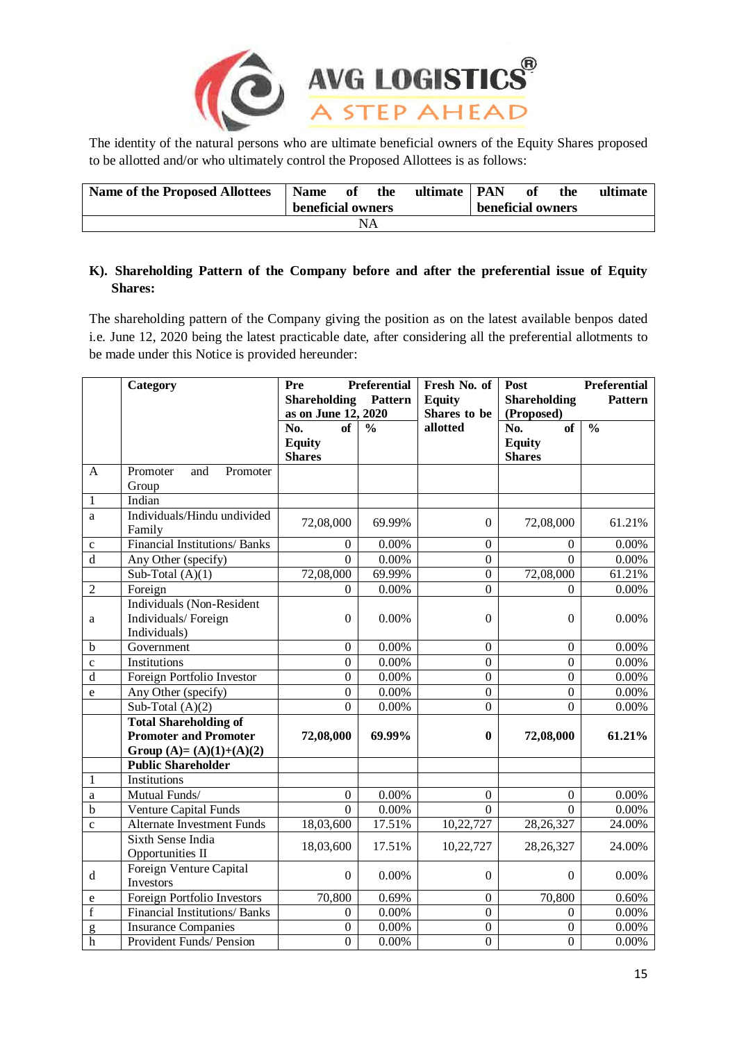The identity of the natural persons who are ultimate beneficial owners of the Equity Shares proposed to be allotted and/or who ultimately control the Proposed Allottees is as follows:

| Name of the Proposed Allottees | Name of the ultimate beneficial owners | PAN of the ultimate beneficial owners |
|---|---|---|
| NA | | |

**K). Shareholding Pattern of the Company before and after the preferential issue of Equity Shares:**

The shareholding pattern of the Company giving the position as on the latest available benpos dated i.e. June 12, 2020 being the latest practicable date, after considering all the preferential allotments to be made under this Notice is provided hereunder:

| | Category | Pre Preferential Shareholding Pattern as on June 12, 2020 | | Fresh No. of Equity Shares to be allotted | Post Preferential Shareholding Pattern (Proposed) | |
|---|---|---|---|---|---|---|
| | | No. of Equity Shares | % | | No. of Equity Shares | % |
| A | Promoter and Promoter Group | | | | | |
| 1 | Indian | | | | | |
| a | Individuals/Hindu undivided Family | 72,08,000 | 69.99% | 0 | 72,08,000 | 61.21% |
| c | Financial Institutions/ Banks | 0 | 0.00% | 0 | 0 | 0.00% |
| d | Any Other (specify) | 0 | 0.00% | 0 | 0 | 0.00% |
| | Sub-Total (A)(1) | 72,08,000 | 69.99% | 0 | 72,08,000 | 61.21% |
| 2 | Foreign | 0 | 0.00% | 0 | 0 | 0.00% |
| a | Individuals (Non-Resident Individuals/ Foreign Individuals) | 0 | 0.00% | 0 | 0 | 0.00% |
| b | Government | 0 | 0.00% | 0 | 0 | 0.00% |
| c | Institutions | 0 | 0.00% | 0 | 0 | 0.00% |
| d | Foreign Portfolio Investor | 0 | 0.00% | 0 | 0 | 0.00% |
| e | Any Other (specify) | 0 | 0.00% | 0 | 0 | 0.00% |
| | Sub-Total (A)(2) | 0 | 0.00% | 0 | 0 | 0.00% |
| | **Total Shareholding of Promoter and Promoter Group (A)= (A)(1)+(A)(2)** | **72,08,000** | **69.99%** | **0** | **72,08,000** | **61.21%** |
| | **Public Shareholder** | | | | | |
| 1 | Institutions | | | | | |
| a | Mutual Funds/ | 0 | 0.00% | 0 | 0 | 0.00% |
| b | Venture Capital Funds | 0 | 0.00% | 0 | 0 | 0.00% |
| c | Alternate Investment Funds | 18,03,600 | 17.51% | 10,22,727 | 28,26,327 | 24.00% |
| | Sixth Sense India Opportunities II | 18,03,600 | 17.51% | 10,22,727 | 28,26,327 | 24.00% |
| d | Foreign Venture Capital Investors | 0 | 0.00% | 0 | 0 | 0.00% |
| e | Foreign Portfolio Investors | 70,800 | 0.69% | 0 | 70,800 | 0.60% |
| f | Financial Institutions/ Banks | 0 | 0.00% | 0 | 0 | 0.00% |
| g | Insurance Companies | 0 | 0.00% | 0 | 0 | 0.00% |
| h | Provident Funds/ Pension | 0 | 0.00% | 0 | 0 | 0.00% |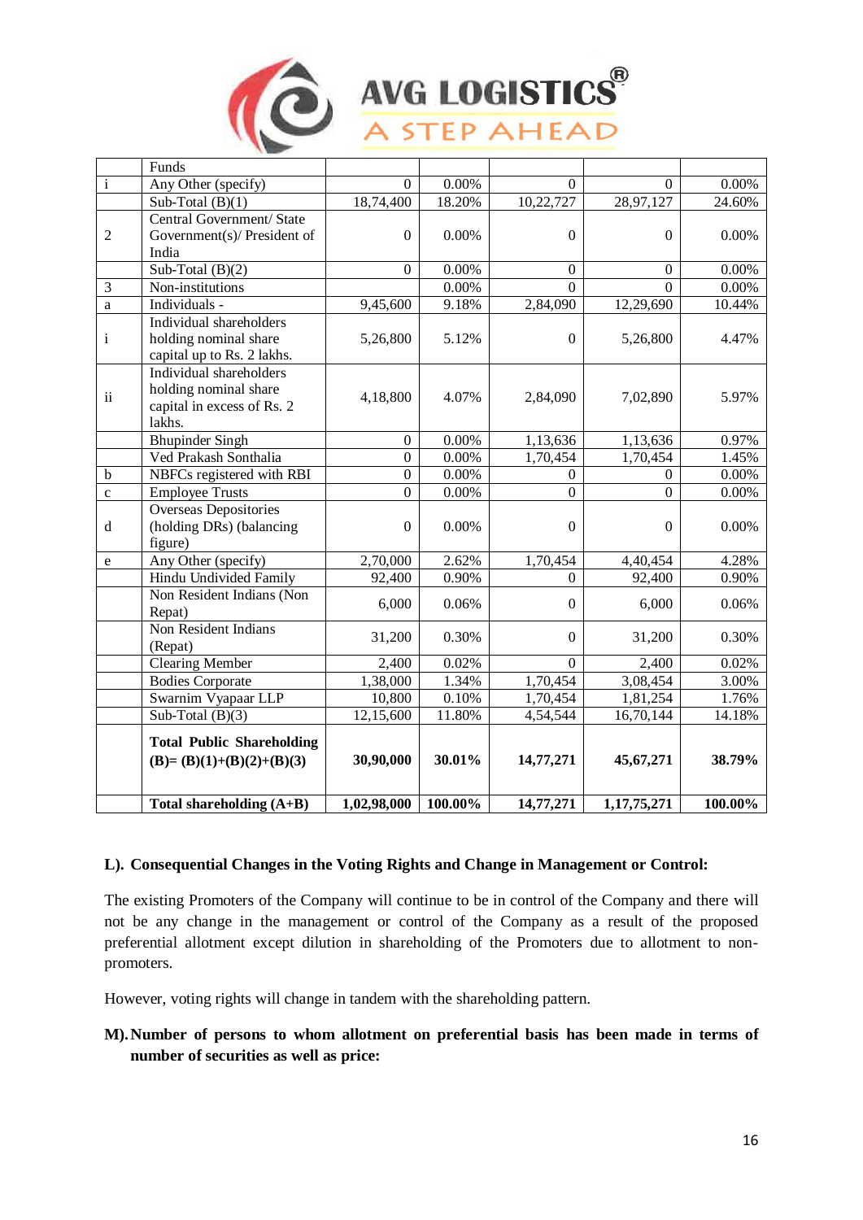| | | | | | | |
|---|---|---|---|---|---|---|
| | Funds | | | | | |
| i | Any Other (specify) | 0 | 0.00% | 0 | 0 | 0.00% |
| | Sub-Total (B)(1) | 18,74,400 | 18.20% | 10,22,727 | 28,97,127 | 24.60% |
| 2 | Central Government/ State Government(s)/ President of India | 0 | 0.00% | 0 | 0 | 0.00% |
| | Sub-Total (B)(2) | 0 | 0.00% | 0 | 0 | 0.00% |
| 3 | Non-institutions | | 0.00% | 0 | 0 | 0.00% |
| a | Individuals - | 9,45,600 | 9.18% | 2,84,090 | 12,29,690 | 10.44% |
| i | Individual shareholders holding nominal share capital up to Rs. 2 lakhs. | 5,26,800 | 5.12% | 0 | 5,26,800 | 4.47% |
| ii | Individual shareholders holding nominal share capital in excess of Rs. 2 lakhs. | 4,18,800 | 4.07% | 2,84,090 | 7,02,890 | 5.97% |
| | Bhupinder Singh | 0 | 0.00% | 1,13,636 | 1,13,636 | 0.97% |
| | Ved Prakash Sonthalia | 0 | 0.00% | 1,70,454 | 1,70,454 | 1.45% |
| b | NBFCs registered with RBI | 0 | 0.00% | 0 | 0 | 0.00% |
| c | Employee Trusts | 0 | 0.00% | 0 | 0 | 0.00% |
| d | Overseas Depositories (holding DRs) (balancing figure) | 0 | 0.00% | 0 | 0 | 0.00% |
| e | Any Other (specify) | 2,70,000 | 2.62% | 1,70,454 | 4,40,454 | 4.28% |
| | Hindu Undivided Family | 92,400 | 0.90% | 0 | 92,400 | 0.90% |
| | Non Resident Indians (Non Repat) | 6,000 | 0.06% | 0 | 6,000 | 0.06% |
| | Non Resident Indians (Repat) | 31,200 | 0.30% | 0 | 31,200 | 0.30% |
| | Clearing Member | 2,400 | 0.02% | 0 | 2,400 | 0.02% |
| | Bodies Corporate | 1,38,000 | 1.34% | 1,70,454 | 3,08,454 | 3.00% |
| | Swarnim Vyapaar LLP | 10,800 | 0.10% | 1,70,454 | 1,81,254 | 1.76% |
| | Sub-Total (B)(3) | 12,15,600 | 11.80% | 4,54,544 | 16,70,144 | 14.18% |
| | **Total Public Shareholding (B)= (B)(1)+(B)(2)+(B)(3)** | **30,90,000** | **30.01%** | **14,77,271** | **45,67,271** | **38.79%** |
| | **Total shareholding (A+B)** | **1,02,98,000** | **100.00%** | **14,77,271** | **1,17,75,271** | **100.00%** |

**L). Consequential Changes in the Voting Rights and Change in Management or Control:**

The existing Promoters of the Company will continue to be in control of the Company and there will not be any change in the management or control of the Company as a result of the proposed preferential allotment except dilution in shareholding of the Promoters due to allotment to non-promoters.

However, voting rights will change in tandem with the shareholding pattern.

**M). Number of persons to whom allotment on preferential basis has been made in terms of number of securities as well as price:**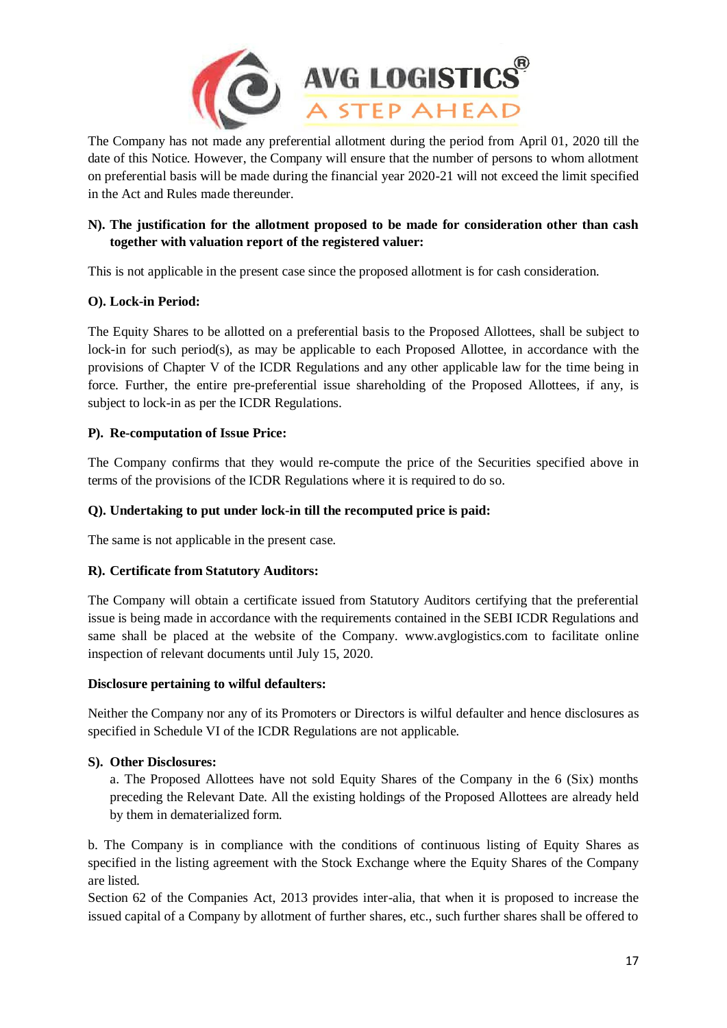The Company has not made any preferential allotment during the period from April 01, 2020 till the date of this Notice. However, the Company will ensure that the number of persons to whom allotment on preferential basis will be made during the financial year 2020-21 will not exceed the limit specified in the Act and Rules made thereunder.

**N). The justification for the allotment proposed to be made for consideration other than cash together with valuation report of the registered valuer:**

This is not applicable in the present case since the proposed allotment is for cash consideration.

**O). Lock-in Period:**

The Equity Shares to be allotted on a preferential basis to the Proposed Allottees, shall be subject to lock-in for such period(s), as may be applicable to each Proposed Allottee, in accordance with the provisions of Chapter V of the ICDR Regulations and any other applicable law for the time being in force. Further, the entire pre-preferential issue shareholding of the Proposed Allottees, if any, is subject to lock-in as per the ICDR Regulations.

**P). Re-computation of Issue Price:**

The Company confirms that they would re-compute the price of the Securities specified above in terms of the provisions of the ICDR Regulations where it is required to do so.

**Q). Undertaking to put under lock-in till the recomputed price is paid:**

The same is not applicable in the present case.

**R). Certificate from Statutory Auditors:**

The Company will obtain a certificate issued from Statutory Auditors certifying that the preferential issue is being made in accordance with the requirements contained in the SEBI ICDR Regulations and same shall be placed at the website of the Company. www.avglogistics.com to facilitate online inspection of relevant documents until July 15, 2020.

**Disclosure pertaining to wilful defaulters:**

Neither the Company nor any of its Promoters or Directors is wilful defaulter and hence disclosures as specified in Schedule VI of the ICDR Regulations are not applicable.

**S). Other Disclosures:**

a. The Proposed Allottees have not sold Equity Shares of the Company in the 6 (Six) months preceding the Relevant Date. All the existing holdings of the Proposed Allottees are already held by them in dematerialized form.

b. The Company is in compliance with the conditions of continuous listing of Equity Shares as specified in the listing agreement with the Stock Exchange where the Equity Shares of the Company are listed.

Section 62 of the Companies Act, 2013 provides inter-alia, that when it is proposed to increase the issued capital of a Company by allotment of further shares, etc., such further shares shall be offered to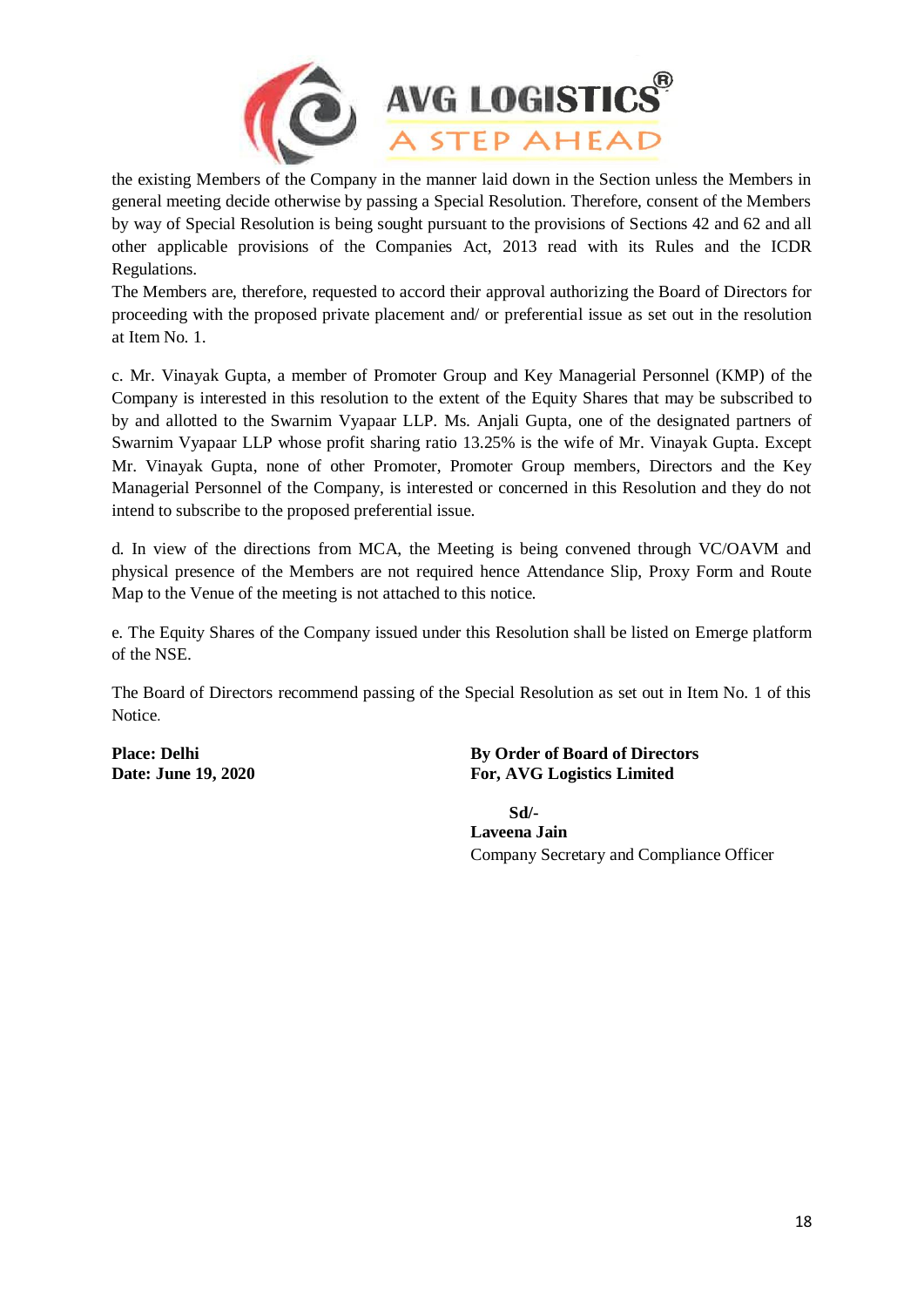the existing Members of the Company in the manner laid down in the Section unless the Members in general meeting decide otherwise by passing a Special Resolution. Therefore, consent of the Members by way of Special Resolution is being sought pursuant to the provisions of Sections 42 and 62 and all other applicable provisions of the Companies Act, 2013 read with its Rules and the ICDR Regulations.

The Members are, therefore, requested to accord their approval authorizing the Board of Directors for proceeding with the proposed private placement and/ or preferential issue as set out in the resolution at Item No. 1.

c. Mr. Vinayak Gupta, a member of Promoter Group and Key Managerial Personnel (KMP) of the Company is interested in this resolution to the extent of the Equity Shares that may be subscribed to by and allotted to the Swarnim Vyapaar LLP. Ms. Anjali Gupta, one of the designated partners of Swarnim Vyapaar LLP whose profit sharing ratio 13.25% is the wife of Mr. Vinayak Gupta. Except Mr. Vinayak Gupta, none of other Promoter, Promoter Group members, Directors and the Key Managerial Personnel of the Company, is interested or concerned in this Resolution and they do not intend to subscribe to the proposed preferential issue.

d. In view of the directions from MCA, the Meeting is being convened through VC/OAVM and physical presence of the Members are not required hence Attendance Slip, Proxy Form and Route Map to the Venue of the meeting is not attached to this notice.

e. The Equity Shares of the Company issued under this Resolution shall be listed on Emerge platform of the NSE.

The Board of Directors recommend passing of the Special Resolution as set out in Item No. 1 of this Notice.

**Place: Delhi**
**Date: June 19, 2020**

**By Order of Board of Directors**
**For, AVG Logistics Limited**

**Sd/-**
**Laveena Jain**
Company Secretary and Compliance Officer